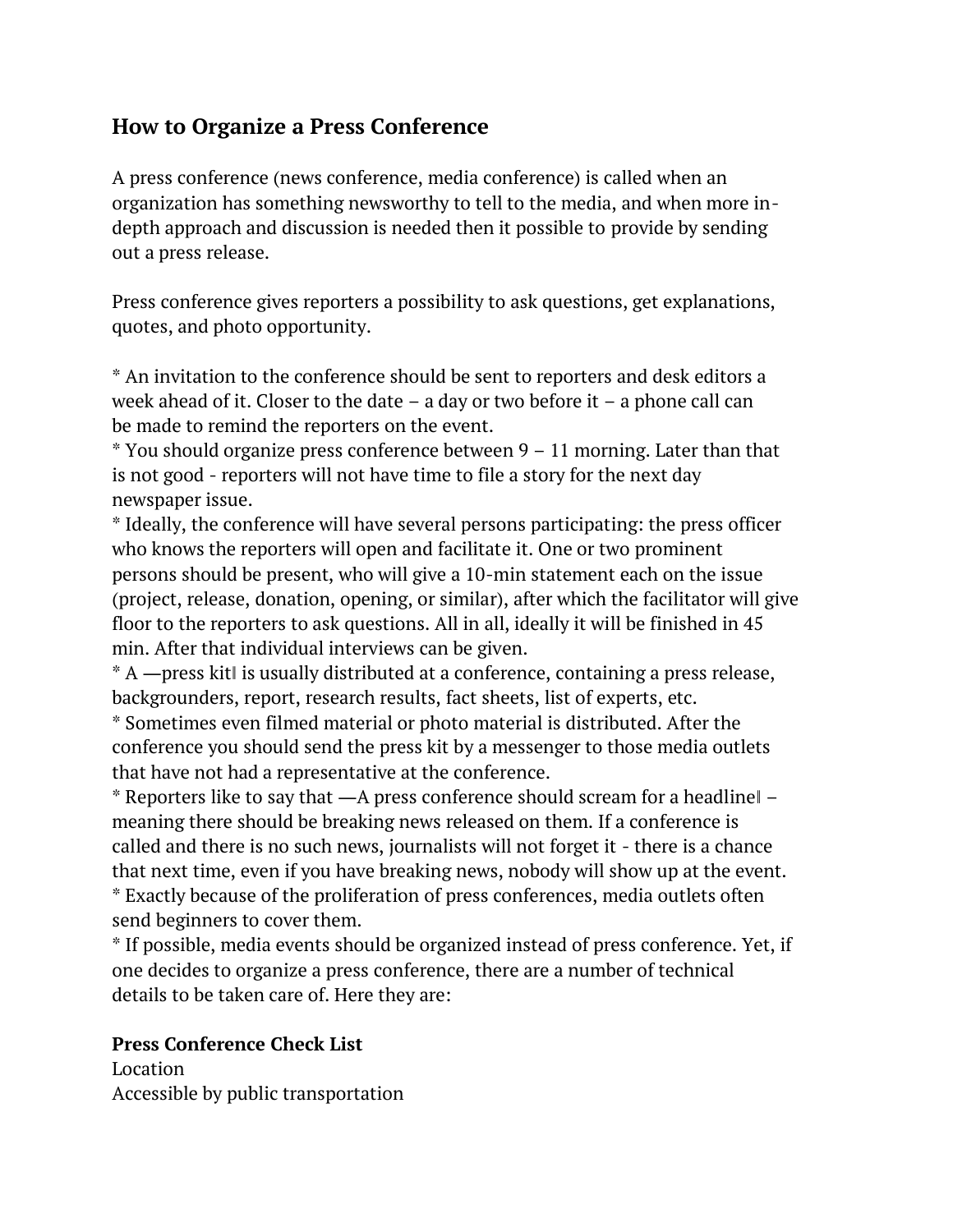## How to Organize a Press Conference

A press conference (news conference, media conference) is called when an organization has something newsworthy to tell to the media, and when more in-depth approach and discussion is needed then it possible to provide by sending out a press release.

Press conference gives reporters a possibility to ask questions, get explanations, quotes, and photo opportunity.

* An invitation to the conference should be sent to reporters and desk editors a week ahead of it. Closer to the date – a day or two before it – a phone call can be made to remind the reporters on the event.
* You should organize press conference between 9 – 11 morning. Later than that is not good - reporters will not have time to file a story for the next day newspaper issue.
* Ideally, the conference will have several persons participating: the press officer who knows the reporters will open and facilitate it. One or two prominent persons should be present, who will give a 10-min statement each on the issue (project, release, donation, opening, or similar), after which the facilitator will give floor to the reporters to ask questions. All in all, ideally it will be finished in 45 min. After that individual interviews can be given.
* A ―press kit‖ is usually distributed at a conference, containing a press release, backgrounders, report, research results, fact sheets, list of experts, etc.
* Sometimes even filmed material or photo material is distributed. After the conference you should send the press kit by a messenger to those media outlets that have not had a representative at the conference.
* Reporters like to say that ―A press conference should scream for a headline‖ – meaning there should be breaking news released on them. If a conference is called and there is no such news, journalists will not forget it - there is a chance that next time, even if you have breaking news, nobody will show up at the event.
* Exactly because of the proliferation of press conferences, media outlets often send beginners to cover them.
* If possible, media events should be organized instead of press conference. Yet, if one decides to organize a press conference, there are a number of technical details to be taken care of. Here they are:

**Press Conference Check List**
Location
Accessible by public transportation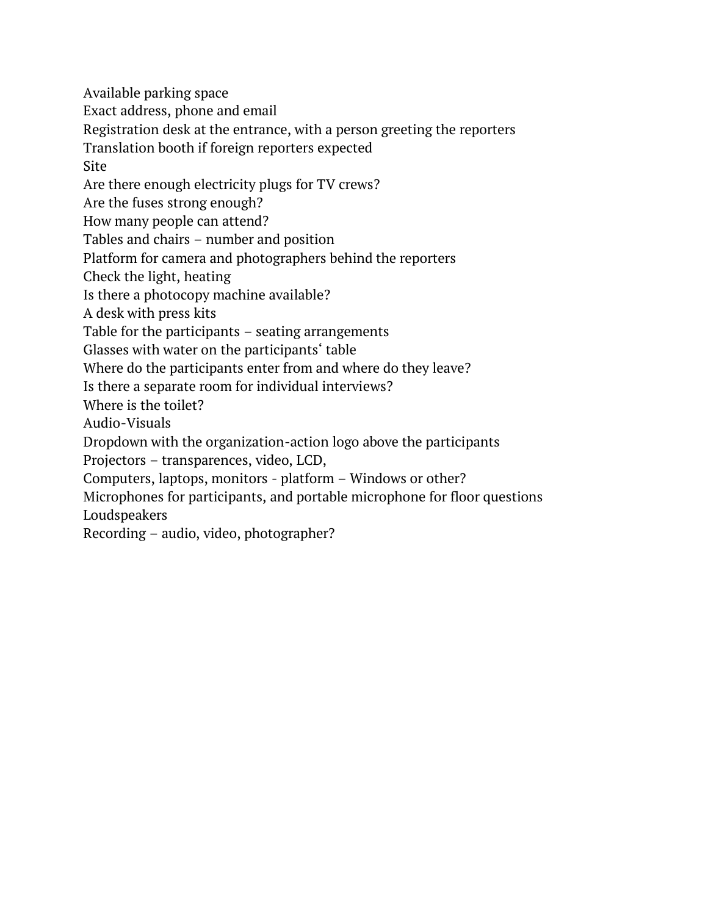Available parking space
Exact address, phone and email
Registration desk at the entrance, with a person greeting the reporters
Translation booth if foreign reporters expected
Site
Are there enough electricity plugs for TV crews?
Are the fuses strong enough?
How many people can attend?
Tables and chairs – number and position
Platform for camera and photographers behind the reporters
Check the light, heating
Is there a photocopy machine available?
A desk with press kits
Table for the participants – seating arrangements
Glasses with water on the participants‘ table
Where do the participants enter from and where do they leave?
Is there a separate room for individual interviews?
Where is the toilet?
Audio-Visuals
Dropdown with the organization-action logo above the participants
Projectors – transparences, video, LCD,
Computers, laptops, monitors - platform – Windows or other?
Microphones for participants, and portable microphone for floor questions
Loudspeakers
Recording – audio, video, photographer?